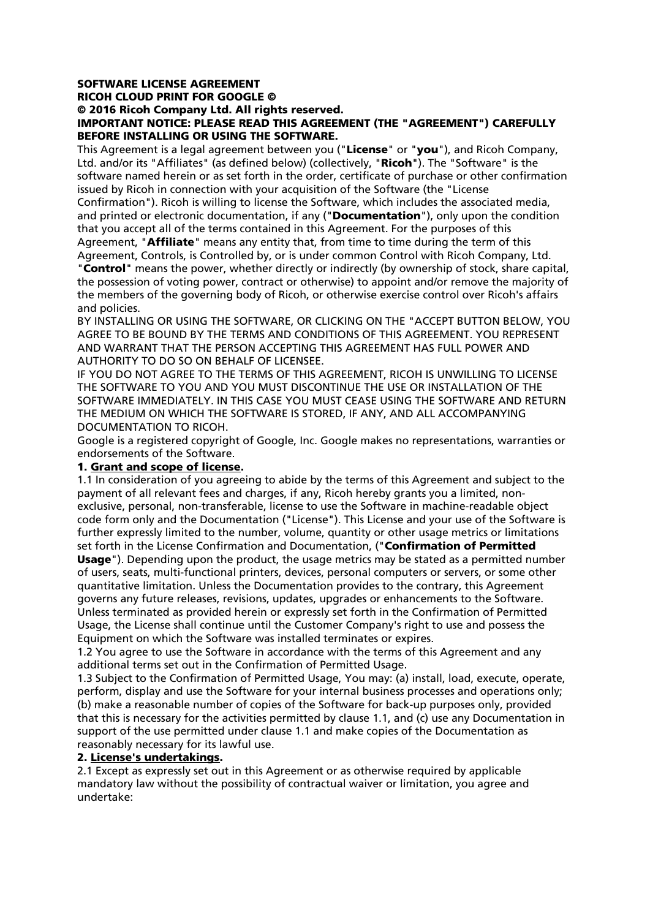**SOFTWARE LICENSE AGREEMENT**
**RICOH CLOUD PRINT FOR GOOGLE ©**
**© 2016 Ricoh Company Ltd. All rights reserved.**
**IMPORTANT NOTICE: PLEASE READ THIS AGREEMENT (THE "AGREEMENT") CAREFULLY BEFORE INSTALLING OR USING THE SOFTWARE.**

This Agreement is a legal agreement between you ("**License**" or "**you**"), and Ricoh Company, Ltd. and/or its "Affiliates" (as defined below) (collectively, "**Ricoh**"). The "Software" is the software named herein or as set forth in the order, certificate of purchase or other confirmation issued by Ricoh in connection with your acquisition of the Software (the "License Confirmation"). Ricoh is willing to license the Software, which includes the associated media, and printed or electronic documentation, if any ("**Documentation**"), only upon the condition that you accept all of the terms contained in this Agreement. For the purposes of this Agreement, "**Affiliate**" means any entity that, from time to time during the term of this Agreement, Controls, is Controlled by, or is under common Control with Ricoh Company, Ltd. "**Control**" means the power, whether directly or indirectly (by ownership of stock, share capital, the possession of voting power, contract or otherwise) to appoint and/or remove the majority of the members of the governing body of Ricoh, or otherwise exercise control over Ricoh's affairs and policies.

BY INSTALLING OR USING THE SOFTWARE, OR CLICKING ON THE "ACCEPT BUTTON BELOW, YOU AGREE TO BE BOUND BY THE TERMS AND CONDITIONS OF THIS AGREEMENT. YOU REPRESENT AND WARRANT THAT THE PERSON ACCEPTING THIS AGREEMENT HAS FULL POWER AND AUTHORITY TO DO SO ON BEHALF OF LICENSEE.

IF YOU DO NOT AGREE TO THE TERMS OF THIS AGREEMENT, RICOH IS UNWILLING TO LICENSE THE SOFTWARE TO YOU AND YOU MUST DISCONTINUE THE USE OR INSTALLATION OF THE SOFTWARE IMMEDIATELY. IN THIS CASE YOU MUST CEASE USING THE SOFTWARE AND RETURN THE MEDIUM ON WHICH THE SOFTWARE IS STORED, IF ANY, AND ALL ACCOMPANYING DOCUMENTATION TO RICOH.

Google is a registered copyright of Google, Inc. Google makes no representations, warranties or endorsements of the Software.

**1. Grant and scope of license.**

1.1 In consideration of you agreeing to abide by the terms of this Agreement and subject to the payment of all relevant fees and charges, if any, Ricoh hereby grants you a limited, non-exclusive, personal, non-transferable, license to use the Software in machine-readable object code form only and the Documentation ("License"). This License and your use of the Software is further expressly limited to the number, volume, quantity or other usage metrics or limitations set forth in the License Confirmation and Documentation, ("**Confirmation of Permitted Usage**"). Depending upon the product, the usage metrics may be stated as a permitted number of users, seats, multi-functional printers, devices, personal computers or servers, or some other quantitative limitation. Unless the Documentation provides to the contrary, this Agreement governs any future releases, revisions, updates, upgrades or enhancements to the Software. Unless terminated as provided herein or expressly set forth in the Confirmation of Permitted Usage, the License shall continue until the Customer Company's right to use and possess the Equipment on which the Software was installed terminates or expires.

1.2 You agree to use the Software in accordance with the terms of this Agreement and any additional terms set out in the Confirmation of Permitted Usage.

1.3 Subject to the Confirmation of Permitted Usage, You may: (a) install, load, execute, operate, perform, display and use the Software for your internal business processes and operations only; (b) make a reasonable number of copies of the Software for back-up purposes only, provided that this is necessary for the activities permitted by clause 1.1, and (c) use any Documentation in support of the use permitted under clause 1.1 and make copies of the Documentation as reasonably necessary for its lawful use.

**2. License's undertakings.**

2.1 Except as expressly set out in this Agreement or as otherwise required by applicable mandatory law without the possibility of contractual waiver or limitation, you agree and undertake: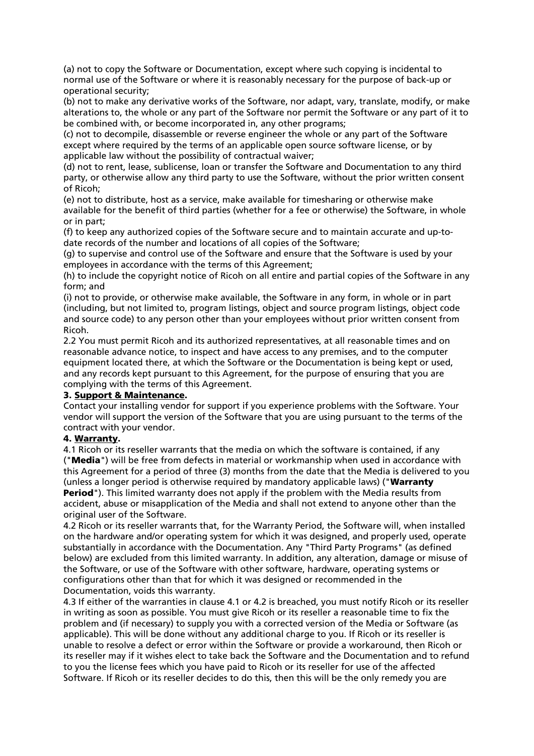(a) not to copy the Software or Documentation, except where such copying is incidental to normal use of the Software or where it is reasonably necessary for the purpose of back-up or operational security;

(b) not to make any derivative works of the Software, nor adapt, vary, translate, modify, or make alterations to, the whole or any part of the Software nor permit the Software or any part of it to be combined with, or become incorporated in, any other programs;

(c) not to decompile, disassemble or reverse engineer the whole or any part of the Software except where required by the terms of an applicable open source software license, or by applicable law without the possibility of contractual waiver;

(d) not to rent, lease, sublicense, loan or transfer the Software and Documentation to any third party, or otherwise allow any third party to use the Software, without the prior written consent of Ricoh;

(e) not to distribute, host as a service, make available for timesharing or otherwise make available for the benefit of third parties (whether for a fee or otherwise) the Software, in whole or in part;

(f) to keep any authorized copies of the Software secure and to maintain accurate and up-to-date records of the number and locations of all copies of the Software;

(g) to supervise and control use of the Software and ensure that the Software is used by your employees in accordance with the terms of this Agreement;

(h) to include the copyright notice of Ricoh on all entire and partial copies of the Software in any form; and

(i) not to provide, or otherwise make available, the Software in any form, in whole or in part (including, but not limited to, program listings, object and source program listings, object code and source code) to any person other than your employees without prior written consent from Ricoh.

2.2 You must permit Ricoh and its authorized representatives, at all reasonable times and on reasonable advance notice, to inspect and have access to any premises, and to the computer equipment located there, at which the Software or the Documentation is being kept or used, and any records kept pursuant to this Agreement, for the purpose of ensuring that you are complying with the terms of this Agreement.

**3. Support & Maintenance.**

Contact your installing vendor for support if you experience problems with the Software. Your vendor will support the version of the Software that you are using pursuant to the terms of the contract with your vendor.

**4. Warranty.**

4.1 Ricoh or its reseller warrants that the media on which the software is contained, if any ("**Media**") will be free from defects in material or workmanship when used in accordance with this Agreement for a period of three (3) months from the date that the Media is delivered to you (unless a longer period is otherwise required by mandatory applicable laws) ("**Warranty Period**"). This limited warranty does not apply if the problem with the Media results from accident, abuse or misapplication of the Media and shall not extend to anyone other than the original user of the Software.

4.2 Ricoh or its reseller warrants that, for the Warranty Period, the Software will, when installed on the hardware and/or operating system for which it was designed, and properly used, operate substantially in accordance with the Documentation. Any "Third Party Programs" (as defined below) are excluded from this limited warranty. In addition, any alteration, damage or misuse of the Software, or use of the Software with other software, hardware, operating systems or configurations other than that for which it was designed or recommended in the Documentation, voids this warranty.

4.3 If either of the warranties in clause 4.1 or 4.2 is breached, you must notify Ricoh or its reseller in writing as soon as possible. You must give Ricoh or its reseller a reasonable time to fix the problem and (if necessary) to supply you with a corrected version of the Media or Software (as applicable). This will be done without any additional charge to you. If Ricoh or its reseller is unable to resolve a defect or error within the Software or provide a workaround, then Ricoh or its reseller may if it wishes elect to take back the Software and the Documentation and to refund to you the license fees which you have paid to Ricoh or its reseller for use of the affected Software. If Ricoh or its reseller decides to do this, then this will be the only remedy you are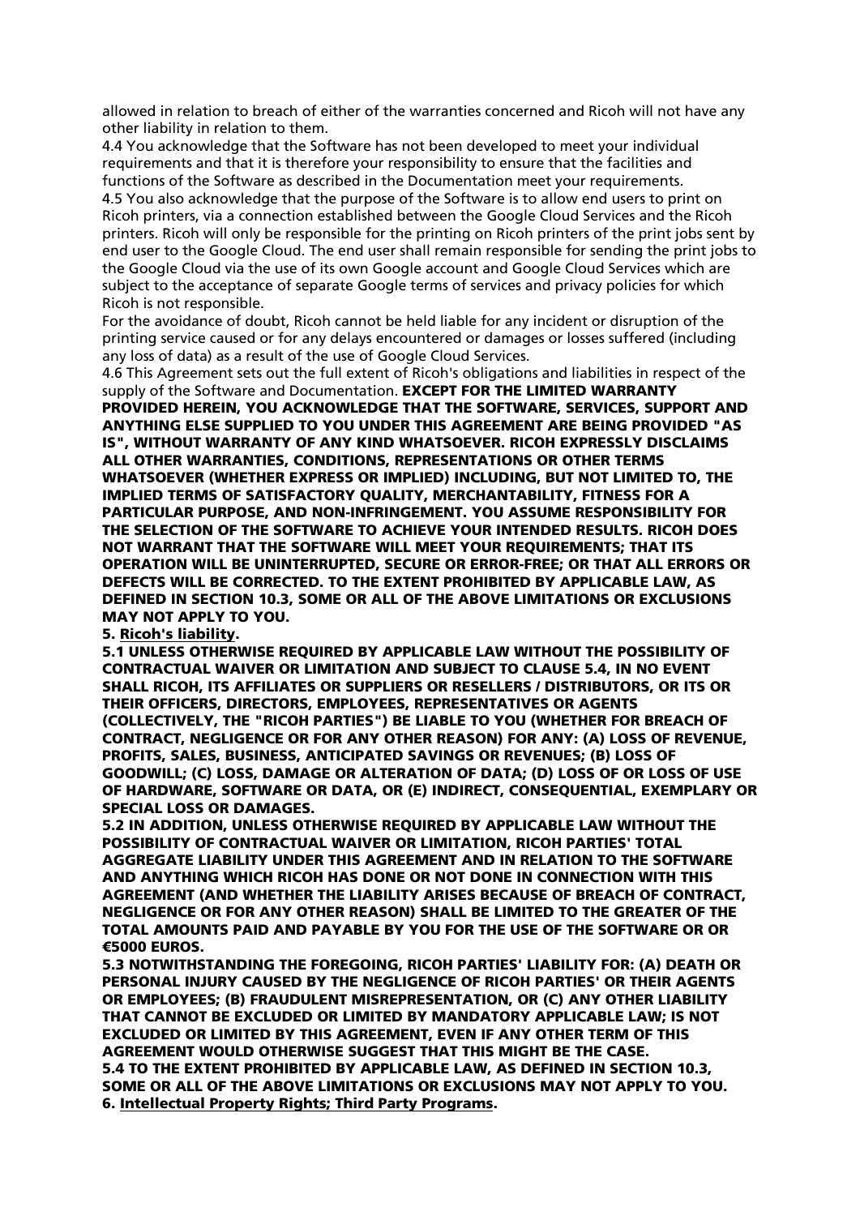allowed in relation to breach of either of the warranties concerned and Ricoh will not have any other liability in relation to them.

4.4 You acknowledge that the Software has not been developed to meet your individual requirements and that it is therefore your responsibility to ensure that the facilities and functions of the Software as described in the Documentation meet your requirements.

4.5 You also acknowledge that the purpose of the Software is to allow end users to print on Ricoh printers, via a connection established between the Google Cloud Services and the Ricoh printers. Ricoh will only be responsible for the printing on Ricoh printers of the print jobs sent by end user to the Google Cloud. The end user shall remain responsible for sending the print jobs to the Google Cloud via the use of its own Google account and Google Cloud Services which are subject to the acceptance of separate Google terms of services and privacy policies for which Ricoh is not responsible.

For the avoidance of doubt, Ricoh cannot be held liable for any incident or disruption of the printing service caused or for any delays encountered or damages or losses suffered (including any loss of data) as a result of the use of Google Cloud Services.

4.6 This Agreement sets out the full extent of Ricoh's obligations and liabilities in respect of the supply of the Software and Documentation. **EXCEPT FOR THE LIMITED WARRANTY PROVIDED HEREIN, YOU ACKNOWLEDGE THAT THE SOFTWARE, SERVICES, SUPPORT AND ANYTHING ELSE SUPPLIED TO YOU UNDER THIS AGREEMENT ARE BEING PROVIDED "AS IS", WITHOUT WARRANTY OF ANY KIND WHATSOEVER. RICOH EXPRESSLY DISCLAIMS ALL OTHER WARRANTIES, CONDITIONS, REPRESENTATIONS OR OTHER TERMS WHATSOEVER (WHETHER EXPRESS OR IMPLIED) INCLUDING, BUT NOT LIMITED TO, THE IMPLIED TERMS OF SATISFACTORY QUALITY, MERCHANTABILITY, FITNESS FOR A PARTICULAR PURPOSE, AND NON-INFRINGEMENT. YOU ASSUME RESPONSIBILITY FOR THE SELECTION OF THE SOFTWARE TO ACHIEVE YOUR INTENDED RESULTS. RICOH DOES NOT WARRANT THAT THE SOFTWARE WILL MEET YOUR REQUIREMENTS; THAT ITS OPERATION WILL BE UNINTERRUPTED, SECURE OR ERROR-FREE; OR THAT ALL ERRORS OR DEFECTS WILL BE CORRECTED. TO THE EXTENT PROHIBITED BY APPLICABLE LAW, AS DEFINED IN SECTION 10.3, SOME OR ALL OF THE ABOVE LIMITATIONS OR EXCLUSIONS MAY NOT APPLY TO YOU.**

**5. Ricoh's liability.**

**5.1 UNLESS OTHERWISE REQUIRED BY APPLICABLE LAW WITHOUT THE POSSIBILITY OF CONTRACTUAL WAIVER OR LIMITATION AND SUBJECT TO CLAUSE 5.4, IN NO EVENT SHALL RICOH, ITS AFFILIATES OR SUPPLIERS OR RESELLERS / DISTRIBUTORS, OR ITS OR THEIR OFFICERS, DIRECTORS, EMPLOYEES, REPRESENTATIVES OR AGENTS (COLLECTIVELY, THE "RICOH PARTIES") BE LIABLE TO YOU (WHETHER FOR BREACH OF CONTRACT, NEGLIGENCE OR FOR ANY OTHER REASON) FOR ANY: (A) LOSS OF REVENUE, PROFITS, SALES, BUSINESS, ANTICIPATED SAVINGS OR REVENUES; (B) LOSS OF GOODWILL; (C) LOSS, DAMAGE OR ALTERATION OF DATA; (D) LOSS OF OR LOSS OF USE OF HARDWARE, SOFTWARE OR DATA, OR (E) INDIRECT, CONSEQUENTIAL, EXEMPLARY OR SPECIAL LOSS OR DAMAGES.**

**5.2 IN ADDITION, UNLESS OTHERWISE REQUIRED BY APPLICABLE LAW WITHOUT THE POSSIBILITY OF CONTRACTUAL WAIVER OR LIMITATION, RICOH PARTIES' TOTAL AGGREGATE LIABILITY UNDER THIS AGREEMENT AND IN RELATION TO THE SOFTWARE AND ANYTHING WHICH RICOH HAS DONE OR NOT DONE IN CONNECTION WITH THIS AGREEMENT (AND WHETHER THE LIABILITY ARISES BECAUSE OF BREACH OF CONTRACT, NEGLIGENCE OR FOR ANY OTHER REASON) SHALL BE LIMITED TO THE GREATER OF THE TOTAL AMOUNTS PAID AND PAYABLE BY YOU FOR THE USE OF THE SOFTWARE OR OR €5000 EUROS.**

**5.3 NOTWITHSTANDING THE FOREGOING, RICOH PARTIES' LIABILITY FOR: (A) DEATH OR PERSONAL INJURY CAUSED BY THE NEGLIGENCE OF RICOH PARTIES' OR THEIR AGENTS OR EMPLOYEES; (B) FRAUDULENT MISREPRESENTATION, OR (C) ANY OTHER LIABILITY THAT CANNOT BE EXCLUDED OR LIMITED BY MANDATORY APPLICABLE LAW; IS NOT EXCLUDED OR LIMITED BY THIS AGREEMENT, EVEN IF ANY OTHER TERM OF THIS AGREEMENT WOULD OTHERWISE SUGGEST THAT THIS MIGHT BE THE CASE.**

**5.4 TO THE EXTENT PROHIBITED BY APPLICABLE LAW, AS DEFINED IN SECTION 10.3, SOME OR ALL OF THE ABOVE LIMITATIONS OR EXCLUSIONS MAY NOT APPLY TO YOU.**

**6. Intellectual Property Rights; Third Party Programs.**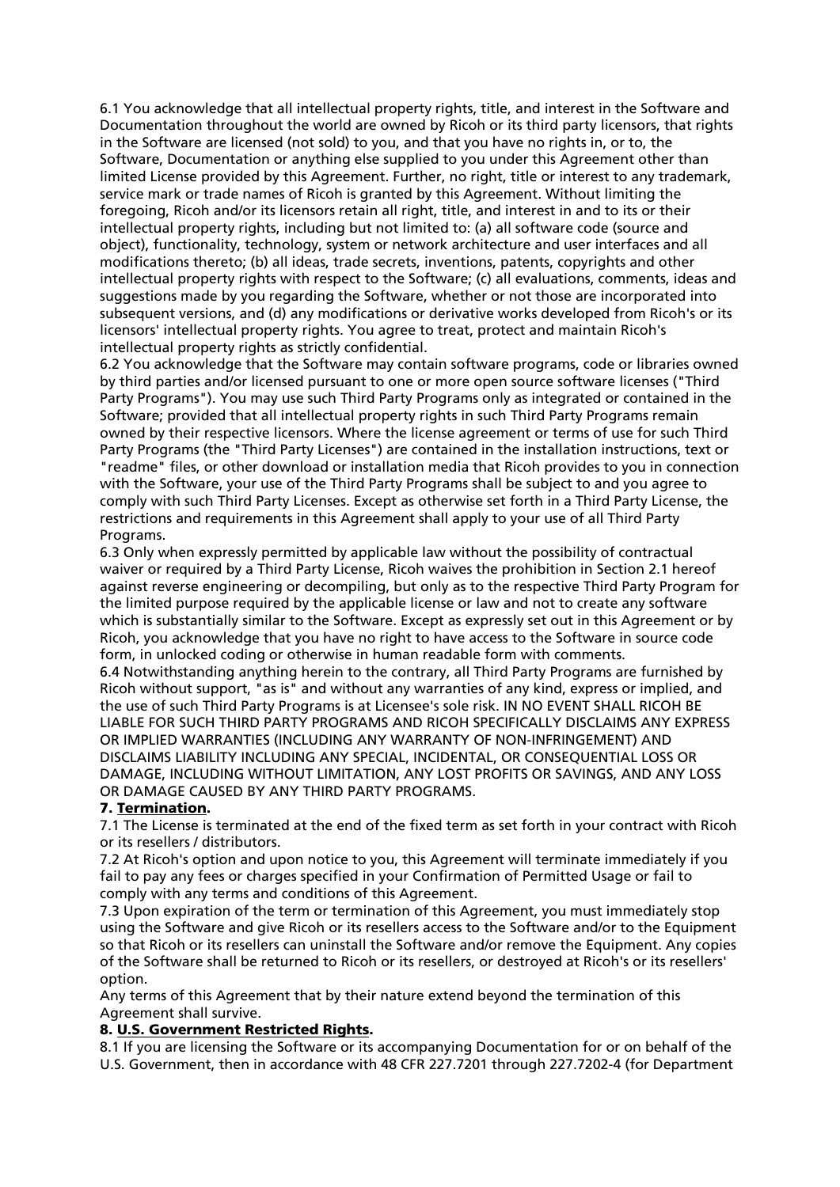6.1 You acknowledge that all intellectual property rights, title, and interest in the Software and Documentation throughout the world are owned by Ricoh or its third party licensors, that rights in the Software are licensed (not sold) to you, and that you have no rights in, or to, the Software, Documentation or anything else supplied to you under this Agreement other than limited License provided by this Agreement. Further, no right, title or interest to any trademark, service mark or trade names of Ricoh is granted by this Agreement. Without limiting the foregoing, Ricoh and/or its licensors retain all right, title, and interest in and to its or their intellectual property rights, including but not limited to: (a) all software code (source and object), functionality, technology, system or network architecture and user interfaces and all modifications thereto; (b) all ideas, trade secrets, inventions, patents, copyrights and other intellectual property rights with respect to the Software; (c) all evaluations, comments, ideas and suggestions made by you regarding the Software, whether or not those are incorporated into subsequent versions, and (d) any modifications or derivative works developed from Ricoh's or its licensors' intellectual property rights. You agree to treat, protect and maintain Ricoh's intellectual property rights as strictly confidential.

6.2 You acknowledge that the Software may contain software programs, code or libraries owned by third parties and/or licensed pursuant to one or more open source software licenses ("Third Party Programs"). You may use such Third Party Programs only as integrated or contained in the Software; provided that all intellectual property rights in such Third Party Programs remain owned by their respective licensors. Where the license agreement or terms of use for such Third Party Programs (the "Third Party Licenses") are contained in the installation instructions, text or "readme" files, or other download or installation media that Ricoh provides to you in connection with the Software, your use of the Third Party Programs shall be subject to and you agree to comply with such Third Party Licenses. Except as otherwise set forth in a Third Party License, the restrictions and requirements in this Agreement shall apply to your use of all Third Party Programs.

6.3 Only when expressly permitted by applicable law without the possibility of contractual waiver or required by a Third Party License, Ricoh waives the prohibition in Section 2.1 hereof against reverse engineering or decompiling, but only as to the respective Third Party Program for the limited purpose required by the applicable license or law and not to create any software which is substantially similar to the Software. Except as expressly set out in this Agreement or by Ricoh, you acknowledge that you have no right to have access to the Software in source code form, in unlocked coding or otherwise in human readable form with comments.

6.4 Notwithstanding anything herein to the contrary, all Third Party Programs are furnished by Ricoh without support, "as is" and without any warranties of any kind, express or implied, and the use of such Third Party Programs is at Licensee's sole risk. IN NO EVENT SHALL RICOH BE LIABLE FOR SUCH THIRD PARTY PROGRAMS AND RICOH SPECIFICALLY DISCLAIMS ANY EXPRESS OR IMPLIED WARRANTIES (INCLUDING ANY WARRANTY OF NON-INFRINGEMENT) AND DISCLAIMS LIABILITY INCLUDING ANY SPECIAL, INCIDENTAL, OR CONSEQUENTIAL LOSS OR DAMAGE, INCLUDING WITHOUT LIMITATION, ANY LOST PROFITS OR SAVINGS, AND ANY LOSS OR DAMAGE CAUSED BY ANY THIRD PARTY PROGRAMS.

**7. Termination.**

7.1 The License is terminated at the end of the fixed term as set forth in your contract with Ricoh or its resellers / distributors.

7.2 At Ricoh's option and upon notice to you, this Agreement will terminate immediately if you fail to pay any fees or charges specified in your Confirmation of Permitted Usage or fail to comply with any terms and conditions of this Agreement.

7.3 Upon expiration of the term or termination of this Agreement, you must immediately stop using the Software and give Ricoh or its resellers access to the Software and/or to the Equipment so that Ricoh or its resellers can uninstall the Software and/or remove the Equipment. Any copies of the Software shall be returned to Ricoh or its resellers, or destroyed at Ricoh's or its resellers' option.

Any terms of this Agreement that by their nature extend beyond the termination of this Agreement shall survive.

**8. U.S. Government Restricted Rights.**

8.1 If you are licensing the Software or its accompanying Documentation for or on behalf of the U.S. Government, then in accordance with 48 CFR 227.7201 through 227.7202-4 (for Department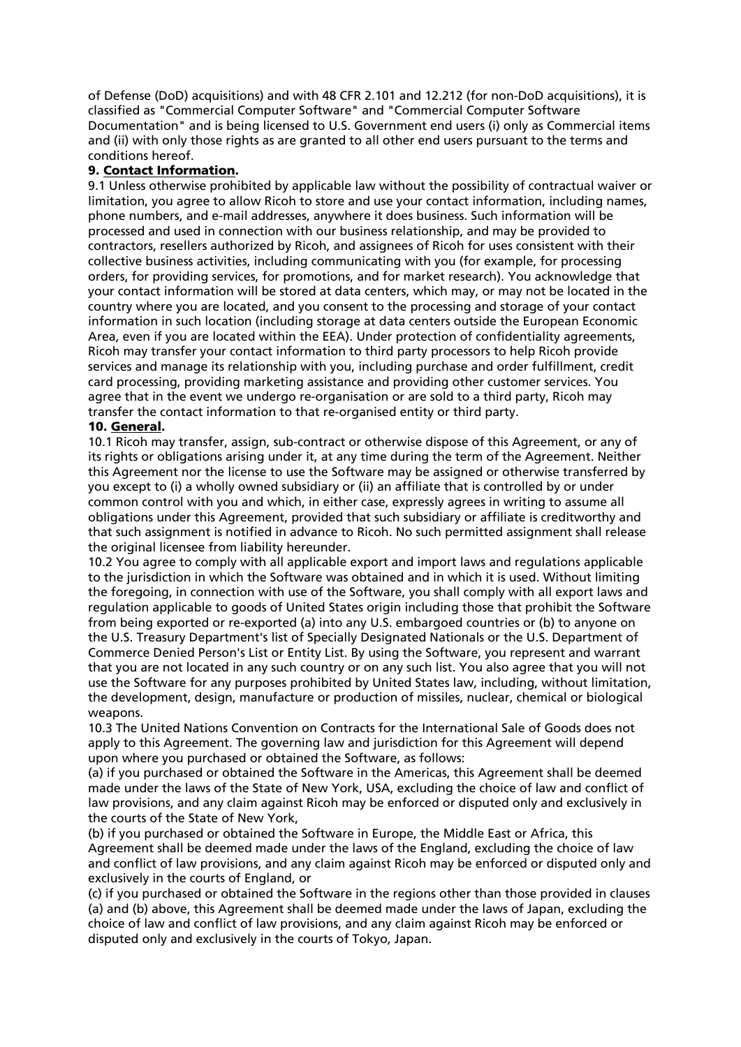of Defense (DoD) acquisitions) and with 48 CFR 2.101 and 12.212 (for non-DoD acquisitions), it is classified as "Commercial Computer Software" and "Commercial Computer Software Documentation" and is being licensed to U.S. Government end users (i) only as Commercial items and (ii) with only those rights as are granted to all other end users pursuant to the terms and conditions hereof.

**9. Contact Information.**

9.1 Unless otherwise prohibited by applicable law without the possibility of contractual waiver or limitation, you agree to allow Ricoh to store and use your contact information, including names, phone numbers, and e-mail addresses, anywhere it does business. Such information will be processed and used in connection with our business relationship, and may be provided to contractors, resellers authorized by Ricoh, and assignees of Ricoh for uses consistent with their collective business activities, including communicating with you (for example, for processing orders, for providing services, for promotions, and for market research). You acknowledge that your contact information will be stored at data centers, which may, or may not be located in the country where you are located, and you consent to the processing and storage of your contact information in such location (including storage at data centers outside the European Economic Area, even if you are located within the EEA). Under protection of confidentiality agreements, Ricoh may transfer your contact information to third party processors to help Ricoh provide services and manage its relationship with you, including purchase and order fulfillment, credit card processing, providing marketing assistance and providing other customer services. You agree that in the event we undergo re-organisation or are sold to a third party, Ricoh may transfer the contact information to that re-organised entity or third party.

**10. General.**

10.1 Ricoh may transfer, assign, sub-contract or otherwise dispose of this Agreement, or any of its rights or obligations arising under it, at any time during the term of the Agreement. Neither this Agreement nor the license to use the Software may be assigned or otherwise transferred by you except to (i) a wholly owned subsidiary or (ii) an affiliate that is controlled by or under common control with you and which, in either case, expressly agrees in writing to assume all obligations under this Agreement, provided that such subsidiary or affiliate is creditworthy and that such assignment is notified in advance to Ricoh. No such permitted assignment shall release the original licensee from liability hereunder.

10.2 You agree to comply with all applicable export and import laws and regulations applicable to the jurisdiction in which the Software was obtained and in which it is used. Without limiting the foregoing, in connection with use of the Software, you shall comply with all export laws and regulation applicable to goods of United States origin including those that prohibit the Software from being exported or re-exported (a) into any U.S. embargoed countries or (b) to anyone on the U.S. Treasury Department's list of Specially Designated Nationals or the U.S. Department of Commerce Denied Person's List or Entity List. By using the Software, you represent and warrant that you are not located in any such country or on any such list. You also agree that you will not use the Software for any purposes prohibited by United States law, including, without limitation, the development, design, manufacture or production of missiles, nuclear, chemical or biological weapons.

10.3 The United Nations Convention on Contracts for the International Sale of Goods does not apply to this Agreement. The governing law and jurisdiction for this Agreement will depend upon where you purchased or obtained the Software, as follows:

(a) if you purchased or obtained the Software in the Americas, this Agreement shall be deemed made under the laws of the State of New York, USA, excluding the choice of law and conflict of law provisions, and any claim against Ricoh may be enforced or disputed only and exclusively in the courts of the State of New York,

(b) if you purchased or obtained the Software in Europe, the Middle East or Africa, this Agreement shall be deemed made under the laws of the England, excluding the choice of law and conflict of law provisions, and any claim against Ricoh may be enforced or disputed only and exclusively in the courts of England, or

(c) if you purchased or obtained the Software in the regions other than those provided in clauses (a) and (b) above, this Agreement shall be deemed made under the laws of Japan, excluding the choice of law and conflict of law provisions, and any claim against Ricoh may be enforced or disputed only and exclusively in the courts of Tokyo, Japan.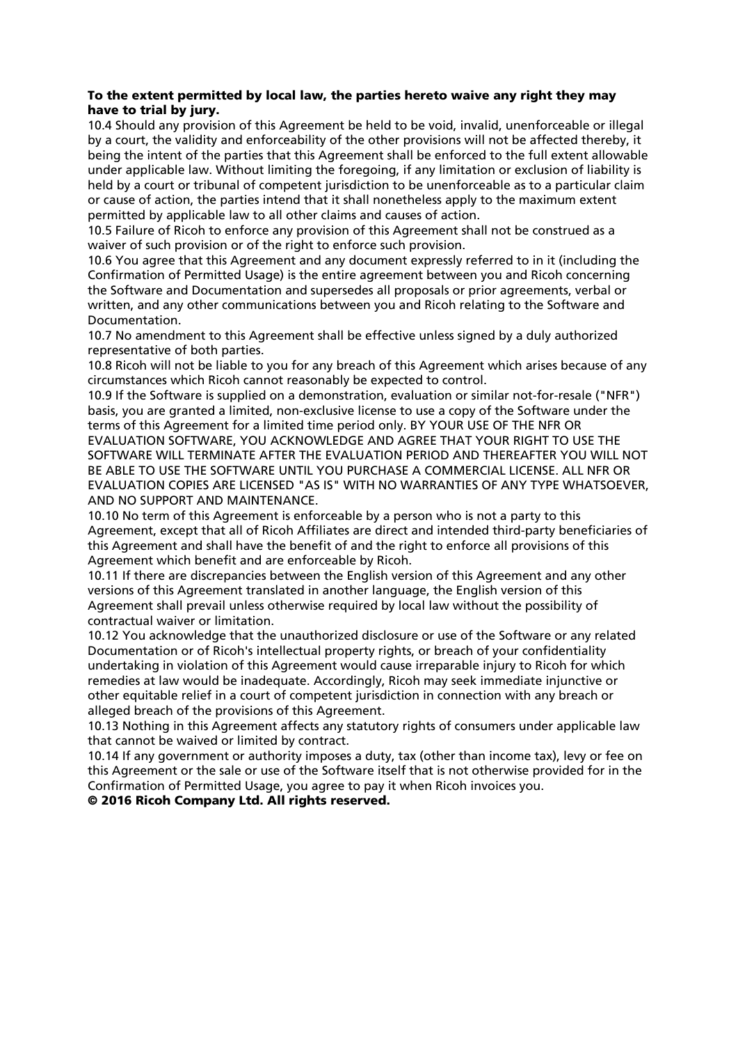**To the extent permitted by local law, the parties hereto waive any right they may have to trial by jury.**

10.4 Should any provision of this Agreement be held to be void, invalid, unenforceable or illegal by a court, the validity and enforceability of the other provisions will not be affected thereby, it being the intent of the parties that this Agreement shall be enforced to the full extent allowable under applicable law. Without limiting the foregoing, if any limitation or exclusion of liability is held by a court or tribunal of competent jurisdiction to be unenforceable as to a particular claim or cause of action, the parties intend that it shall nonetheless apply to the maximum extent permitted by applicable law to all other claims and causes of action.

10.5 Failure of Ricoh to enforce any provision of this Agreement shall not be construed as a waiver of such provision or of the right to enforce such provision.

10.6 You agree that this Agreement and any document expressly referred to in it (including the Confirmation of Permitted Usage) is the entire agreement between you and Ricoh concerning the Software and Documentation and supersedes all proposals or prior agreements, verbal or written, and any other communications between you and Ricoh relating to the Software and Documentation.

10.7 No amendment to this Agreement shall be effective unless signed by a duly authorized representative of both parties.

10.8 Ricoh will not be liable to you for any breach of this Agreement which arises because of any circumstances which Ricoh cannot reasonably be expected to control.

10.9 If the Software is supplied on a demonstration, evaluation or similar not-for-resale ("NFR") basis, you are granted a limited, non-exclusive license to use a copy of the Software under the terms of this Agreement for a limited time period only. BY YOUR USE OF THE NFR OR EVALUATION SOFTWARE, YOU ACKNOWLEDGE AND AGREE THAT YOUR RIGHT TO USE THE SOFTWARE WILL TERMINATE AFTER THE EVALUATION PERIOD AND THEREAFTER YOU WILL NOT BE ABLE TO USE THE SOFTWARE UNTIL YOU PURCHASE A COMMERCIAL LICENSE. ALL NFR OR EVALUATION COPIES ARE LICENSED "AS IS" WITH NO WARRANTIES OF ANY TYPE WHATSOEVER, AND NO SUPPORT AND MAINTENANCE.

10.10 No term of this Agreement is enforceable by a person who is not a party to this Agreement, except that all of Ricoh Affiliates are direct and intended third-party beneficiaries of this Agreement and shall have the benefit of and the right to enforce all provisions of this Agreement which benefit and are enforceable by Ricoh.

10.11 If there are discrepancies between the English version of this Agreement and any other versions of this Agreement translated in another language, the English version of this Agreement shall prevail unless otherwise required by local law without the possibility of contractual waiver or limitation.

10.12 You acknowledge that the unauthorized disclosure or use of the Software or any related Documentation or of Ricoh's intellectual property rights, or breach of your confidentiality undertaking in violation of this Agreement would cause irreparable injury to Ricoh for which remedies at law would be inadequate. Accordingly, Ricoh may seek immediate injunctive or other equitable relief in a court of competent jurisdiction in connection with any breach or alleged breach of the provisions of this Agreement.

10.13 Nothing in this Agreement affects any statutory rights of consumers under applicable law that cannot be waived or limited by contract.

10.14 If any government or authority imposes a duty, tax (other than income tax), levy or fee on this Agreement or the sale or use of the Software itself that is not otherwise provided for in the Confirmation of Permitted Usage, you agree to pay it when Ricoh invoices you.

**© 2016 Ricoh Company Ltd. All rights reserved.**